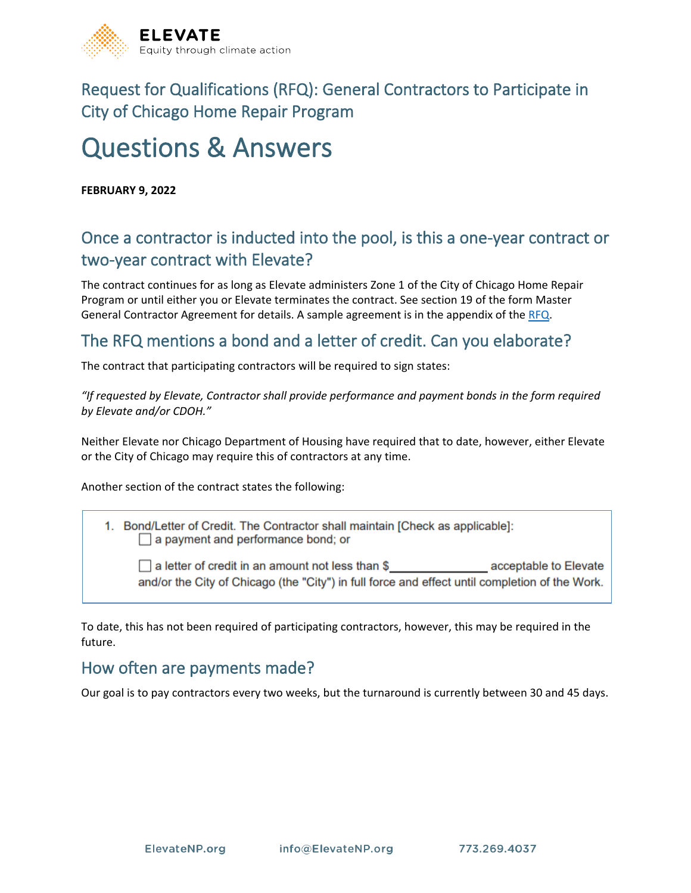ELEVATE
Equity through climate action

# Request for Qualifications (RFQ): General Contractors to Participate in City of Chicago Home Repair Program

# Questions & Answers

**FEBRUARY 9, 2022**

## Once a contractor is inducted into the pool, is this a one-year contract or two-year contract with Elevate?

The contract continues for as long as Elevate administers Zone 1 of the City of Chicago Home Repair Program or until either you or Elevate terminates the contract. See section 19 of the form Master General Contractor Agreement for details. A sample agreement is in the appendix of the RFQ.

## The RFQ mentions a bond and a letter of credit. Can you elaborate?

The contract that participating contractors will be required to sign states:

*"If requested by Elevate, Contractor shall provide performance and payment bonds in the form required by Elevate and/or CDOH."*

Neither Elevate nor Chicago Department of Housing have required that to date, however, either Elevate or the City of Chicago may require this of contractors at any time.

Another section of the contract states the following:

> 1. Bond/Letter of Credit. The Contractor shall maintain [Check as applicable]:
>    ☐ a payment and performance bond; or
>
>    ☐ a letter of credit in an amount not less than $_______________ acceptable to Elevate and/or the City of Chicago (the "City") in full force and effect until completion of the Work.

To date, this has not been required of participating contractors, however, this may be required in the future.

## How often are payments made?

Our goal is to pay contractors every two weeks, but the turnaround is currently between 30 and 45 days.

ElevateNP.org info@ElevateNP.org 773.269.4037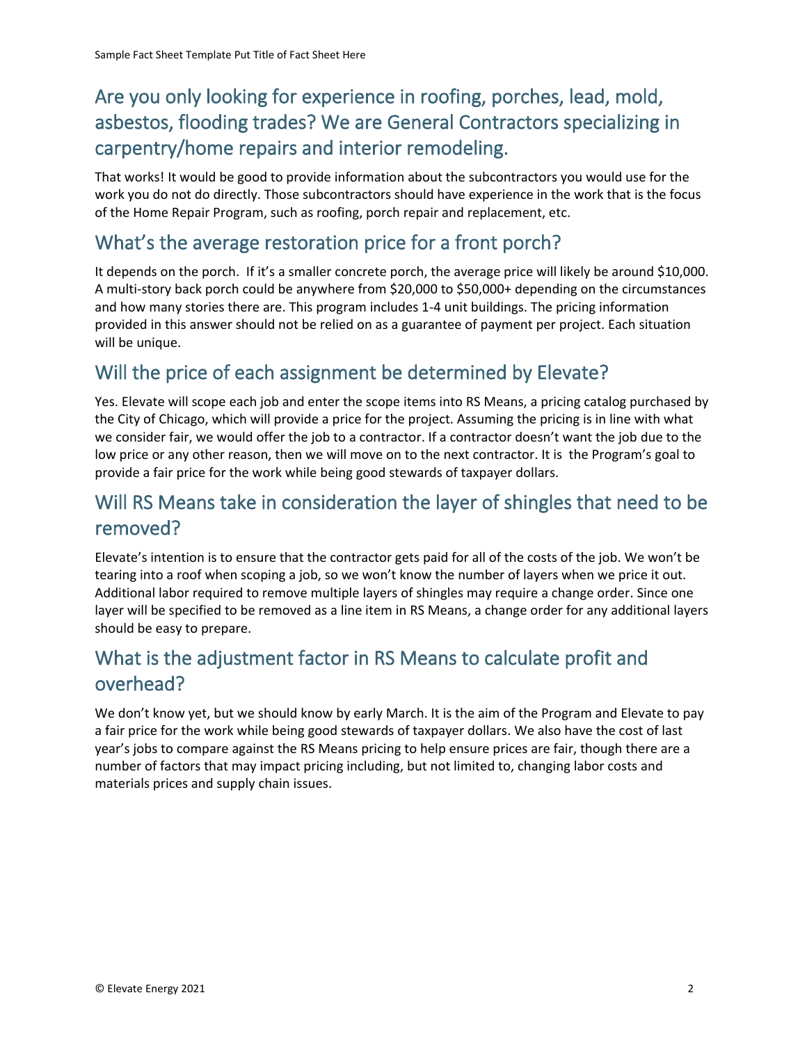## Are you only looking for experience in roofing, porches, lead, mold, asbestos, flooding trades? We are General Contractors specializing in carpentry/home repairs and interior remodeling.

That works! It would be good to provide information about the subcontractors you would use for the work you do not do directly. Those subcontractors should have experience in the work that is the focus of the Home Repair Program, such as roofing, porch repair and replacement, etc.

## What's the average restoration price for a front porch?

It depends on the porch. If it's a smaller concrete porch, the average price will likely be around $10,000. A multi-story back porch could be anywhere from $20,000 to $50,000+ depending on the circumstances and how many stories there are. This program includes 1-4 unit buildings. The pricing information provided in this answer should not be relied on as a guarantee of payment per project. Each situation will be unique.

## Will the price of each assignment be determined by Elevate?

Yes. Elevate will scope each job and enter the scope items into RS Means, a pricing catalog purchased by the City of Chicago, which will provide a price for the project. Assuming the pricing is in line with what we consider fair, we would offer the job to a contractor. If a contractor doesn't want the job due to the low price or any other reason, then we will move on to the next contractor. It is the Program's goal to provide a fair price for the work while being good stewards of taxpayer dollars.

## Will RS Means take in consideration the layer of shingles that need to be removed?

Elevate's intention is to ensure that the contractor gets paid for all of the costs of the job. We won't be tearing into a roof when scoping a job, so we won't know the number of layers when we price it out. Additional labor required to remove multiple layers of shingles may require a change order. Since one layer will be specified to be removed as a line item in RS Means, a change order for any additional layers should be easy to prepare.

## What is the adjustment factor in RS Means to calculate profit and overhead?

We don't know yet, but we should know by early March. It is the aim of the Program and Elevate to pay a fair price for the work while being good stewards of taxpayer dollars. We also have the cost of last year's jobs to compare against the RS Means pricing to help ensure prices are fair, though there are a number of factors that may impact pricing including, but not limited to, changing labor costs and materials prices and supply chain issues.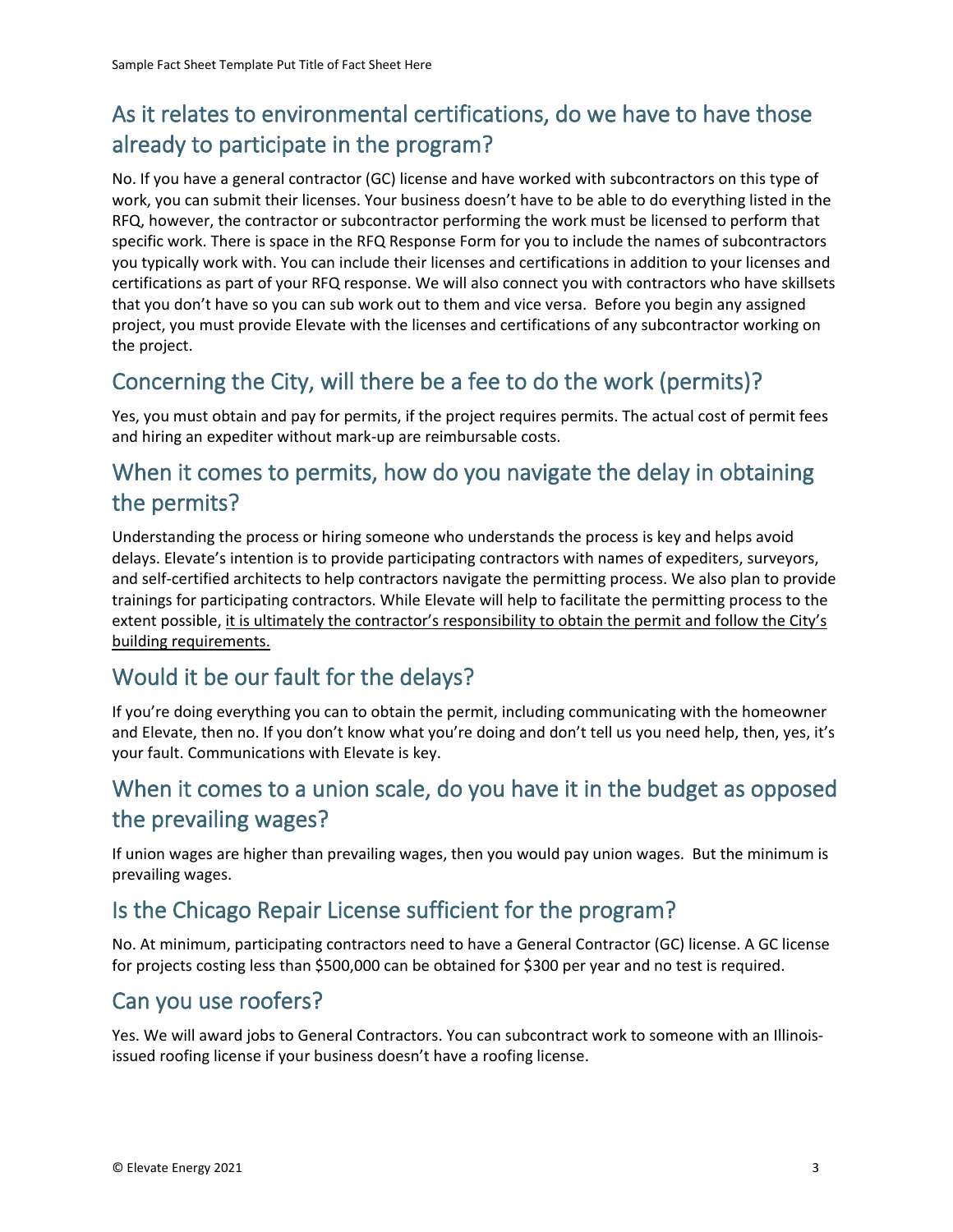## As it relates to environmental certifications, do we have to have those already to participate in the program?

No. If you have a general contractor (GC) license and have worked with subcontractors on this type of work, you can submit their licenses. Your business doesn't have to be able to do everything listed in the RFQ, however, the contractor or subcontractor performing the work must be licensed to perform that specific work. There is space in the RFQ Response Form for you to include the names of subcontractors you typically work with. You can include their licenses and certifications in addition to your licenses and certifications as part of your RFQ response. We will also connect you with contractors who have skillsets that you don't have so you can sub work out to them and vice versa. Before you begin any assigned project, you must provide Elevate with the licenses and certifications of any subcontractor working on the project.

## Concerning the City, will there be a fee to do the work (permits)?

Yes, you must obtain and pay for permits, if the project requires permits. The actual cost of permit fees and hiring an expediter without mark-up are reimbursable costs.

## When it comes to permits, how do you navigate the delay in obtaining the permits?

Understanding the process or hiring someone who understands the process is key and helps avoid delays. Elevate's intention is to provide participating contractors with names of expediters, surveyors, and self-certified architects to help contractors navigate the permitting process. We also plan to provide trainings for participating contractors. While Elevate will help to facilitate the permitting process to the extent possible, <u>it is ultimately the contractor's responsibility to obtain the permit and follow the City's building requirements.</u>

## Would it be our fault for the delays?

If you're doing everything you can to obtain the permit, including communicating with the homeowner and Elevate, then no. If you don't know what you're doing and don't tell us you need help, then, yes, it's your fault. Communications with Elevate is key.

## When it comes to a union scale, do you have it in the budget as opposed the prevailing wages?

If union wages are higher than prevailing wages, then you would pay union wages. But the minimum is prevailing wages.

## Is the Chicago Repair License sufficient for the program?

No. At minimum, participating contractors need to have a General Contractor (GC) license. A GC license for projects costing less than $500,000 can be obtained for $300 per year and no test is required.

## Can you use roofers?

Yes. We will award jobs to General Contractors. You can subcontract work to someone with an Illinois-issued roofing license if your business doesn't have a roofing license.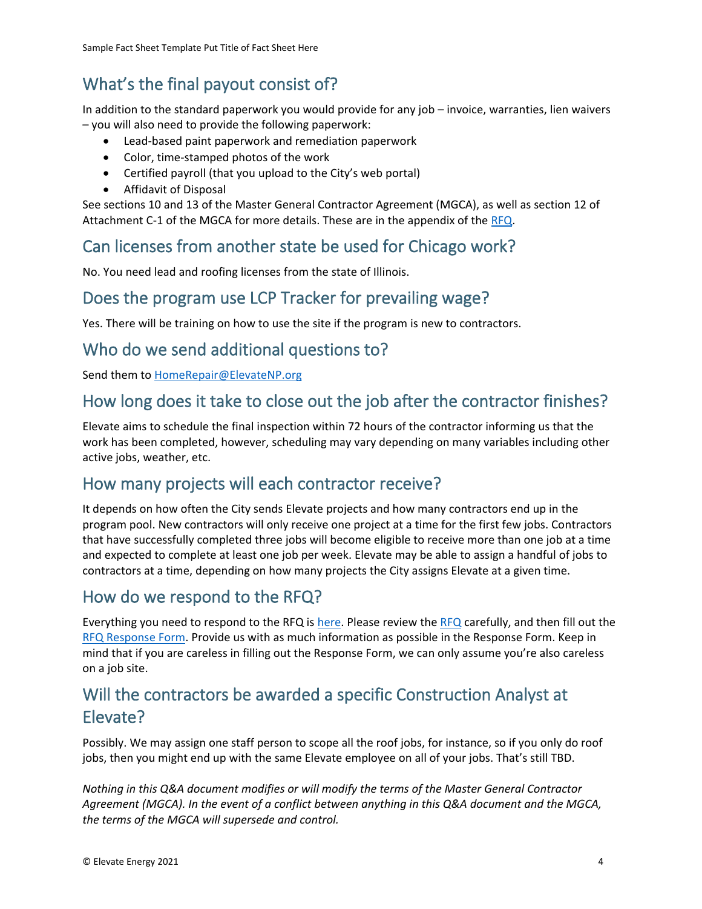## What's the final payout consist of?

In addition to the standard paperwork you would provide for any job – invoice, warranties, lien waivers – you will also need to provide the following paperwork:

- Lead-based paint paperwork and remediation paperwork
- Color, time-stamped photos of the work
- Certified payroll (that you upload to the City's web portal)
- Affidavit of Disposal

See sections 10 and 13 of the Master General Contractor Agreement (MGCA), as well as section 12 of Attachment C-1 of the MGCA for more details. These are in the appendix of the RFQ.

## Can licenses from another state be used for Chicago work?

No. You need lead and roofing licenses from the state of Illinois.

## Does the program use LCP Tracker for prevailing wage?

Yes. There will be training on how to use the site if the program is new to contractors.

## Who do we send additional questions to?

Send them to HomeRepair@ElevateNP.org

## How long does it take to close out the job after the contractor finishes?

Elevate aims to schedule the final inspection within 72 hours of the contractor informing us that the work has been completed, however, scheduling may vary depending on many variables including other active jobs, weather, etc.

## How many projects will each contractor receive?

It depends on how often the City sends Elevate projects and how many contractors end up in the program pool. New contractors will only receive one project at a time for the first few jobs. Contractors that have successfully completed three jobs will become eligible to receive more than one job at a time and expected to complete at least one job per week. Elevate may be able to assign a handful of jobs to contractors at a time, depending on how many projects the City assigns Elevate at a given time.

## How do we respond to the RFQ?

Everything you need to respond to the RFQ is here. Please review the RFQ carefully, and then fill out the RFQ Response Form. Provide us with as much information as possible in the Response Form. Keep in mind that if you are careless in filling out the Response Form, we can only assume you're also careless on a job site.

## Will the contractors be awarded a specific Construction Analyst at Elevate?

Possibly. We may assign one staff person to scope all the roof jobs, for instance, so if you only do roof jobs, then you might end up with the same Elevate employee on all of your jobs. That's still TBD.

*Nothing in this Q&A document modifies or will modify the terms of the Master General Contractor Agreement (MGCA). In the event of a conflict between anything in this Q&A document and the MGCA, the terms of the MGCA will supersede and control.*